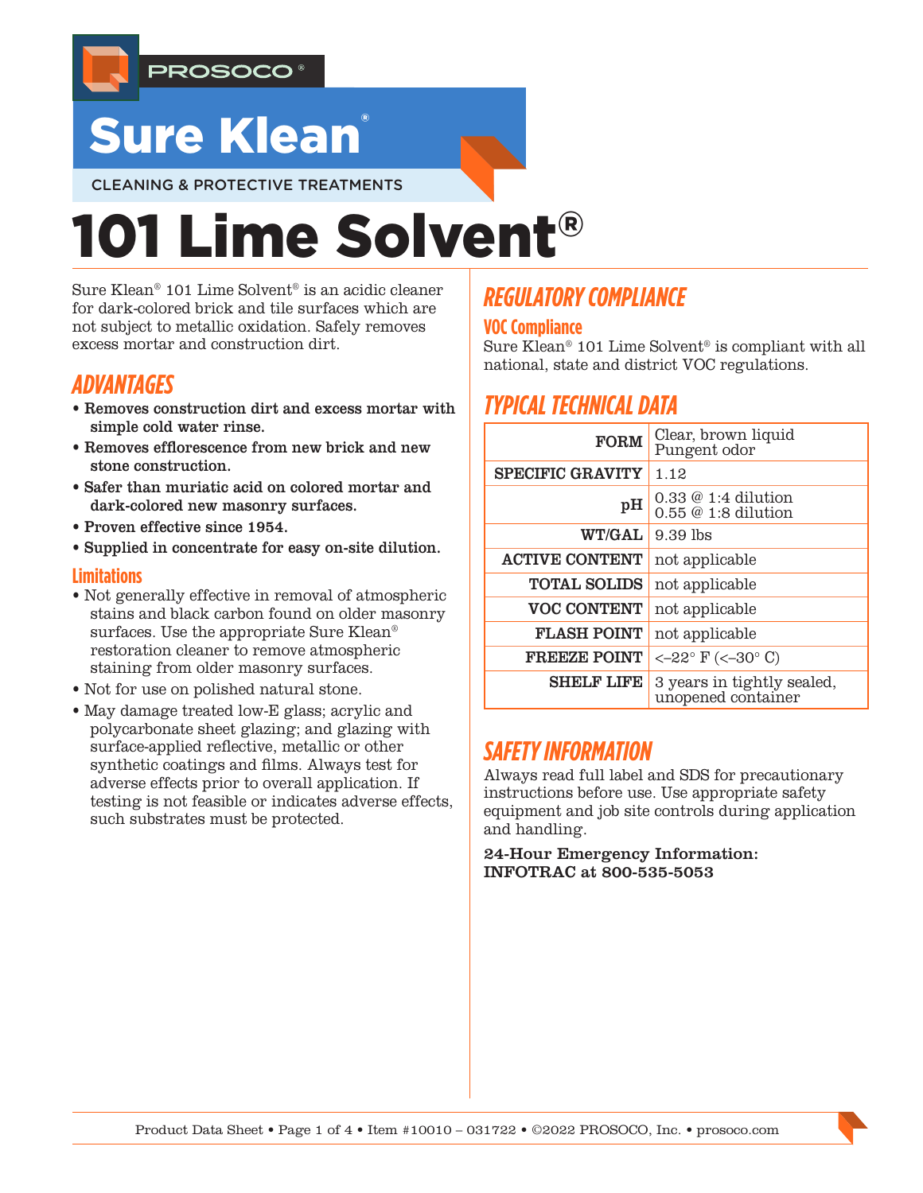PROSOCO®

# Sure Klean®

CLEANING & PROTECTIVE TREATMENTS

# 101 Lime Solvent®

Sure Klean® 101 Lime Solvent® is an acidic cleaner for dark-colored brick and tile surfaces which are not subject to metallic oxidation. Safely removes excess mortar and construction dirt.

## ADVANTAGES

- **Removes construction dirt and excess mortar with simple cold water rinse.**
- **Removes efflorescence from new brick and new stone construction.**
- **Safer than muriatic acid on colored mortar and dark-colored new masonry surfaces.**
- **Proven effective since 1954.**
- **Supplied in concentrate for easy on-site dilution.**

### Limitations

- Not generally effective in removal of atmospheric stains and black carbon found on older masonry surfaces. Use the appropriate Sure Klean® restoration cleaner to remove atmospheric staining from older masonry surfaces.
- Not for use on polished natural stone.
- May damage treated low-E glass; acrylic and polycarbonate sheet glazing; and glazing with surface-applied reflective, metallic or other synthetic coatings and films. Always test for adverse effects prior to overall application. If testing is not feasible or indicates adverse effects, such substrates must be protected.

## REGULATORY COMPLIANCE

### VOC Compliance

Sure Klean® 101 Lime Solvent® is compliant with all national, state and district VOC regulations.

## TYPICAL TECHNICAL DATA

| | |
|---|---|
| **FORM** | Clear, brown liquid<br>Pungent odor |
| **SPECIFIC GRAVITY** | 1.12 |
| **pH** | 0.33 @ 1:4 dilution<br>0.55 @ 1:8 dilution |
| **WT/GAL** | 9.39 lbs |
| **ACTIVE CONTENT** | not applicable |
| **TOTAL SOLIDS** | not applicable |
| **VOC CONTENT** | not applicable |
| **FLASH POINT** | not applicable |
| **FREEZE POINT** | <–22° F (<–30° C) |
| **SHELF LIFE** | 3 years in tightly sealed, unopened container |

## SAFETY INFORMATION

Always read full label and SDS for precautionary instructions before use. Use appropriate safety equipment and job site controls during application and handling.

**24-Hour Emergency Information:**
**INFOTRAC at 800-535-5053**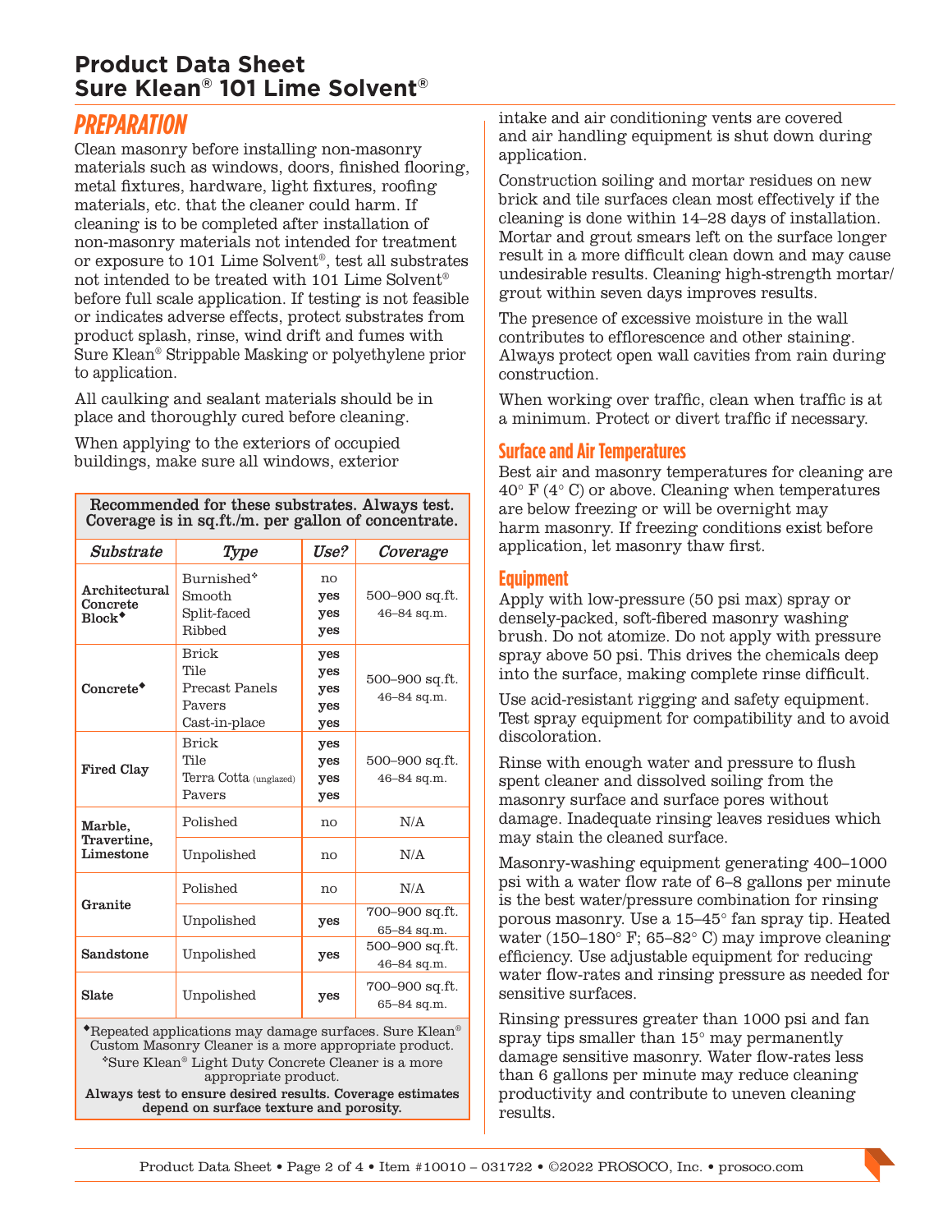# Product Data Sheet
# Sure Klean® 101 Lime Solvent®

## PREPARATION

Clean masonry before installing non-masonry materials such as windows, doors, finished flooring, metal fixtures, hardware, light fixtures, roofing materials, etc. that the cleaner could harm. If cleaning is to be completed after installation of non-masonry materials not intended for treatment or exposure to 101 Lime Solvent®, test all substrates not intended to be treated with 101 Lime Solvent® before full scale application. If testing is not feasible or indicates adverse effects, protect substrates from product splash, rinse, wind drift and fumes with Sure Klean® Strippable Masking or polyethylene prior to application.

All caulking and sealant materials should be in place and thoroughly cured before cleaning.

When applying to the exteriors of occupied buildings, make sure all windows, exterior intake and air conditioning vents are covered and air handling equipment is shut down during application.

**Recommended for these substrates. Always test. Coverage is in sq.ft./m. per gallon of concentrate.**

| *Substrate* | *Type* | *Use?* | *Coverage* |
|---|---|---|---|
| **Architectural Concrete Block◆** | Burnished✜ | no | 500–900 sq.ft. 46–84 sq.m. |
| | Smooth | **yes** | |
| | Split-faced | **yes** | |
| | Ribbed | **yes** | |
| **Concrete◆** | Brick | **yes** | 500–900 sq.ft. 46–84 sq.m. |
| | Tile | **yes** | |
| | Precast Panels | **yes** | |
| | Pavers | **yes** | |
| | Cast-in-place | **yes** | |
| **Fired Clay** | Brick | **yes** | 500–900 sq.ft. 46–84 sq.m. |
| | Tile | **yes** | |
| | Terra Cotta (unglazed) | **yes** | |
| | Pavers | **yes** | |
| **Marble, Travertine, Limestone** | Polished | no | N/A |
| | Unpolished | no | N/A |
| **Granite** | Polished | no | N/A |
| | Unpolished | **yes** | 700–900 sq.ft. 65–84 sq.m. |
| **Sandstone** | Unpolished | **yes** | 500–900 sq.ft. 46–84 sq.m. |
| **Slate** | Unpolished | **yes** | 700–900 sq.ft. 65–84 sq.m. |

◆Repeated applications may damage surfaces. Sure Klean® Custom Masonry Cleaner is a more appropriate product.
✜Sure Klean® Light Duty Concrete Cleaner is a more appropriate product.
**Always test to ensure desired results. Coverage estimates depend on surface texture and porosity.**

Construction soiling and mortar residues on new brick and tile surfaces clean most effectively if the cleaning is done within 14–28 days of installation. Mortar and grout smears left on the surface longer result in a more difficult clean down and may cause undesirable results. Cleaning high-strength mortar/grout within seven days improves results.

The presence of excessive moisture in the wall contributes to efflorescence and other staining. Always protect open wall cavities from rain during construction.

When working over traffic, clean when traffic is at a minimum. Protect or divert traffic if necessary.

### Surface and Air Temperatures

Best air and masonry temperatures for cleaning are 40° F (4° C) or above. Cleaning when temperatures are below freezing or will be overnight may harm masonry. If freezing conditions exist before application, let masonry thaw first.

### Equipment

Apply with low-pressure (50 psi max) spray or densely-packed, soft-fibered masonry washing brush. Do not atomize. Do not apply with pressure spray above 50 psi. This drives the chemicals deep into the surface, making complete rinse difficult.

Use acid-resistant rigging and safety equipment. Test spray equipment for compatibility and to avoid discoloration.

Rinse with enough water and pressure to flush spent cleaner and dissolved soiling from the masonry surface and surface pores without damage. Inadequate rinsing leaves residues which may stain the cleaned surface.

Masonry-washing equipment generating 400–1000 psi with a water flow rate of 6–8 gallons per minute is the best water/pressure combination for rinsing porous masonry. Use a 15–45° fan spray tip. Heated water (150–180° F; 65–82° C) may improve cleaning efficiency. Use adjustable equipment for reducing water flow-rates and rinsing pressure as needed for sensitive surfaces.

Rinsing pressures greater than 1000 psi and fan spray tips smaller than 15° may permanently damage sensitive masonry. Water flow-rates less than 6 gallons per minute may reduce cleaning productivity and contribute to uneven cleaning results.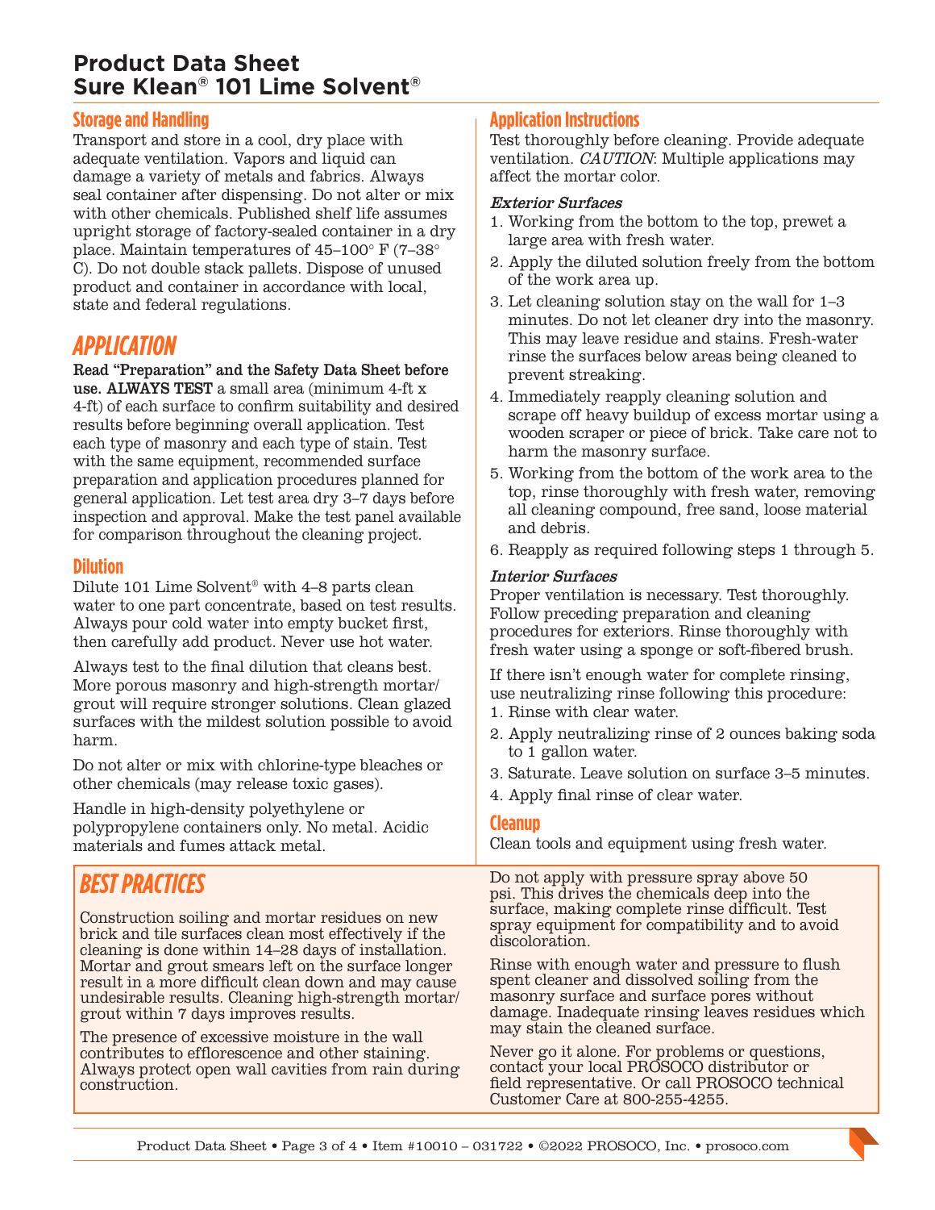# Product Data Sheet
# Sure Klean® 101 Lime Solvent®

## Storage and Handling

Transport and store in a cool, dry place with adequate ventilation. Vapors and liquid can damage a variety of metals and fabrics. Always seal container after dispensing. Do not alter or mix with other chemicals. Published shelf life assumes upright storage of factory-sealed container in a dry place. Maintain temperatures of 45–100° F (7–38° C). Do not double stack pallets. Dispose of unused product and container in accordance with local, state and federal regulations.

## APPLICATION

**Read "Preparation" and the Safety Data Sheet before use. ALWAYS TEST** a small area (minimum 4-ft x 4-ft) of each surface to confirm suitability and desired results before beginning overall application. Test each type of masonry and each type of stain. Test with the same equipment, recommended surface preparation and application procedures planned for general application. Let test area dry 3–7 days before inspection and approval. Make the test panel available for comparison throughout the cleaning project.

### Dilution

Dilute 101 Lime Solvent® with 4–8 parts clean water to one part concentrate, based on test results. Always pour cold water into empty bucket first, then carefully add product. Never use hot water.

Always test to the final dilution that cleans best. More porous masonry and high-strength mortar/grout will require stronger solutions. Clean glazed surfaces with the mildest solution possible to avoid harm.

Do not alter or mix with chlorine-type bleaches or other chemicals (may release toxic gases).

Handle in high-density polyethylene or polypropylene containers only. No metal. Acidic materials and fumes attack metal.

### Application Instructions

Test thoroughly before cleaning. Provide adequate ventilation. *CAUTION*: Multiple applications may affect the mortar color.

***Exterior Surfaces***

1. Working from the bottom to the top, prewet a large area with fresh water.
2. Apply the diluted solution freely from the bottom of the work area up.
3. Let cleaning solution stay on the wall for 1–3 minutes. Do not let cleaner dry into the masonry. This may leave residue and stains. Fresh-water rinse the surfaces below areas being cleaned to prevent streaking.
4. Immediately reapply cleaning solution and scrape off heavy buildup of excess mortar using a wooden scraper or piece of brick. Take care not to harm the masonry surface.
5. Working from the bottom of the work area to the top, rinse thoroughly with fresh water, removing all cleaning compound, free sand, loose material and debris.
6. Reapply as required following steps 1 through 5.

***Interior Surfaces***

Proper ventilation is necessary. Test thoroughly. Follow preceding preparation and cleaning procedures for exteriors. Rinse thoroughly with fresh water using a sponge or soft-fibered brush.

If there isn't enough water for complete rinsing, use neutralizing rinse following this procedure:

1. Rinse with clear water.
2. Apply neutralizing rinse of 2 ounces baking soda to 1 gallon water.
3. Saturate. Leave solution on surface 3–5 minutes.
4. Apply final rinse of clear water.

### Cleanup

Clean tools and equipment using fresh water.

## BEST PRACTICES

Construction soiling and mortar residues on new brick and tile surfaces clean most effectively if the cleaning is done within 14–28 days of installation. Mortar and grout smears left on the surface longer result in a more difficult clean down and may cause undesirable results. Cleaning high-strength mortar/grout within 7 days improves results.

The presence of excessive moisture in the wall contributes to efflorescence and other staining. Always protect open wall cavities from rain during construction.

Do not apply with pressure spray above 50 psi. This drives the chemicals deep into the surface, making complete rinse difficult. Test spray equipment for compatibility and to avoid discoloration.

Rinse with enough water and pressure to flush spent cleaner and dissolved soiling from the masonry surface and surface pores without damage. Inadequate rinsing leaves residues which may stain the cleaned surface.

Never go it alone. For problems or questions, contact your local PROSOCO distributor or field representative. Or call PROSOCO technical Customer Care at 800-255-4255.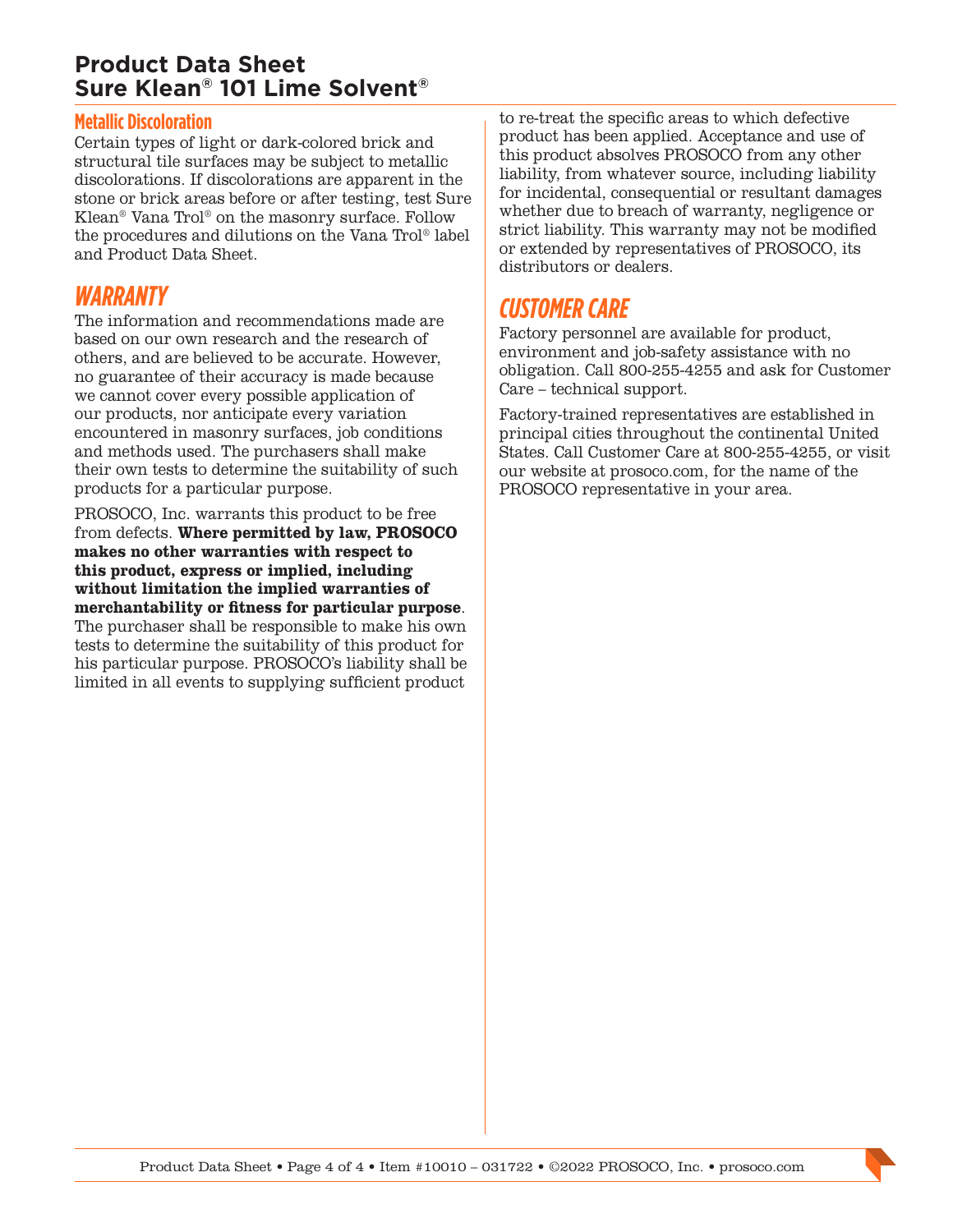### Metallic Discoloration

Certain types of light or dark-colored brick and structural tile surfaces may be subject to metallic discolorations. If discolorations are apparent in the stone or brick areas before or after testing, test Sure Klean® Vana Trol® on the masonry surface. Follow the procedures and dilutions on the Vana Trol® label and Product Data Sheet.

## WARRANTY

The information and recommendations made are based on our own research and the research of others, and are believed to be accurate. However, no guarantee of their accuracy is made because we cannot cover every possible application of our products, nor anticipate every variation encountered in masonry surfaces, job conditions and methods used. The purchasers shall make their own tests to determine the suitability of such products for a particular purpose.

PROSOCO, Inc. warrants this product to be free from defects. **Where permitted by law, PROSOCO makes no other warranties with respect to this product, express or implied, including without limitation the implied warranties of merchantability or fitness for particular purpose**. The purchaser shall be responsible to make his own tests to determine the suitability of this product for his particular purpose. PROSOCO's liability shall be limited in all events to supplying sufficient product to re-treat the specific areas to which defective product has been applied. Acceptance and use of this product absolves PROSOCO from any other liability, from whatever source, including liability for incidental, consequential or resultant damages whether due to breach of warranty, negligence or strict liability. This warranty may not be modified or extended by representatives of PROSOCO, its distributors or dealers.

## CUSTOMER CARE

Factory personnel are available for product, environment and job-safety assistance with no obligation. Call 800-255-4255 and ask for Customer Care – technical support.

Factory-trained representatives are established in principal cities throughout the continental United States. Call Customer Care at 800-255-4255, or visit our website at prosoco.com, for the name of the PROSOCO representative in your area.